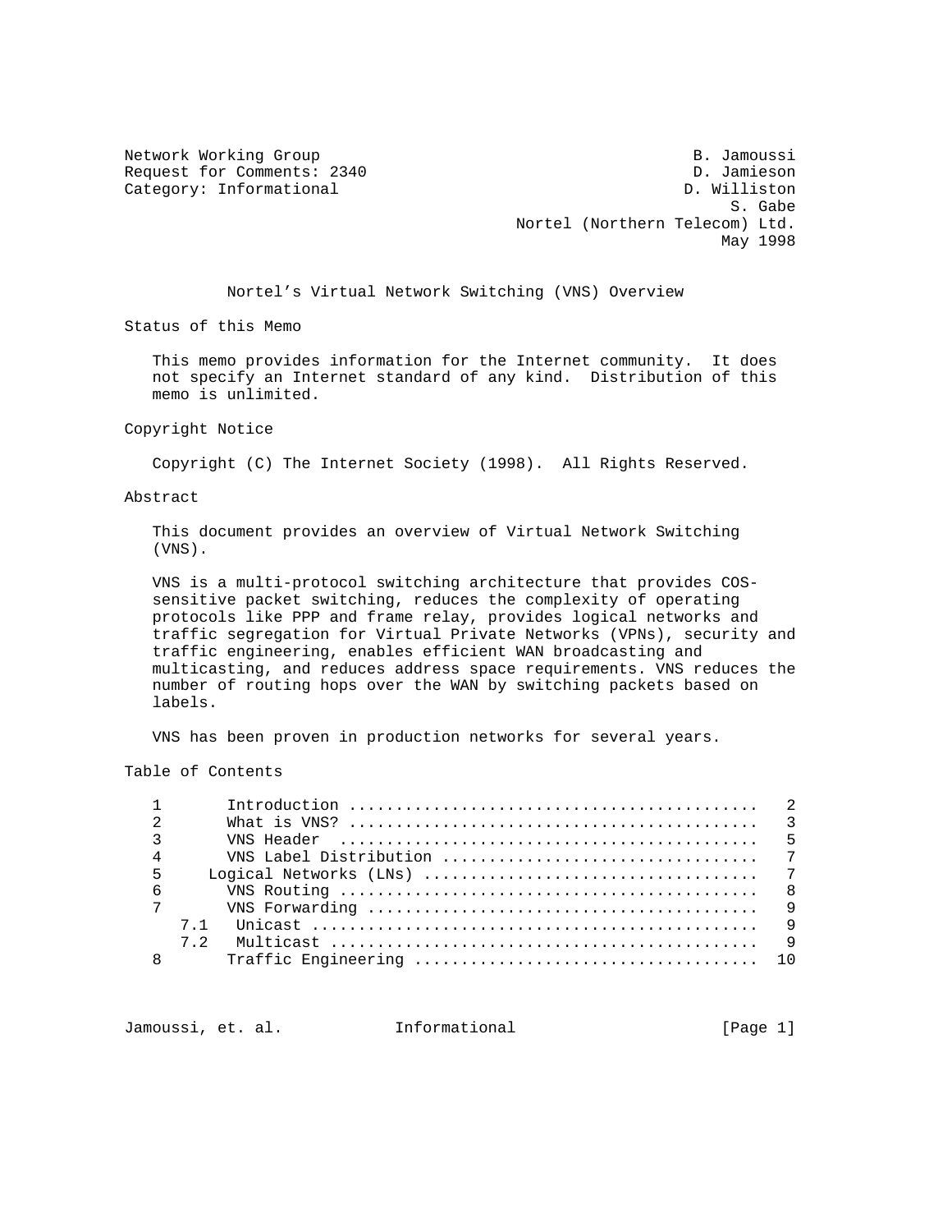Network Working Group B. Jamoussi
Request for Comments: 2340 D. Jamieson
Category: Informational D. Williston
S. Gabe
Nortel (Northern Telecom) Ltd.
May 1998

# Nortel's Virtual Network Switching (VNS) Overview

## Status of this Memo

This memo provides information for the Internet community. It does not specify an Internet standard of any kind. Distribution of this memo is unlimited.

## Copyright Notice

Copyright (C) The Internet Society (1998). All Rights Reserved.

## Abstract

This document provides an overview of Virtual Network Switching (VNS).

VNS is a multi-protocol switching architecture that provides COS-sensitive packet switching, reduces the complexity of operating protocols like PPP and frame relay, provides logical networks and traffic segregation for Virtual Private Networks (VPNs), security and traffic engineering, enables efficient WAN broadcasting and multicasting, and reduces address space requirements. VNS reduces the number of routing hops over the WAN by switching packets based on labels.

VNS has been proven in production networks for several years.

## Table of Contents

```
1       Introduction ..........................................   2
2       What is VNS? ..........................................   3
3       VNS Header  ...........................................   5
4       VNS Label Distribution ................................   7
5     Logical Networks (LNs) ..................................   7
6       VNS Routing ...........................................   8
7       VNS Forwarding ........................................   9
   7.1   Unicast ..............................................   9
   7.2   Multicast ............................................   9
8       Traffic Engineering ...................................  10
```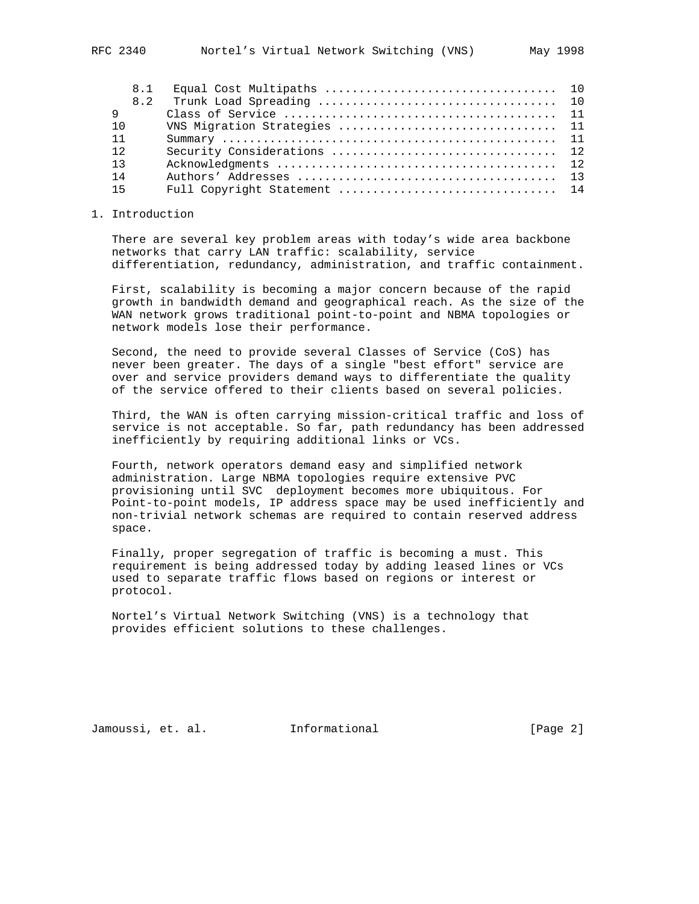| | | |
|---|---|---|
| 8.1 | Equal Cost Multipaths | 10 |
| 8.2 | Trunk Load Spreading | 10 |
| 9 | Class of Service | 11 |
| 10 | VNS Migration Strategies | 11 |
| 11 | Summary | 11 |
| 12 | Security Considerations | 12 |
| 13 | Acknowledgments | 12 |
| 14 | Authors' Addresses | 13 |
| 15 | Full Copyright Statement | 14 |

## 1. Introduction

There are several key problem areas with today's wide area backbone networks that carry LAN traffic: scalability, service differentiation, redundancy, administration, and traffic containment.

First, scalability is becoming a major concern because of the rapid growth in bandwidth demand and geographical reach. As the size of the WAN network grows traditional point-to-point and NBMA topologies or network models lose their performance.

Second, the need to provide several Classes of Service (CoS) has never been greater. The days of a single "best effort" service are over and service providers demand ways to differentiate the quality of the service offered to their clients based on several policies.

Third, the WAN is often carrying mission-critical traffic and loss of service is not acceptable. So far, path redundancy has been addressed inefficiently by requiring additional links or VCs.

Fourth, network operators demand easy and simplified network administration. Large NBMA topologies require extensive PVC provisioning until SVC deployment becomes more ubiquitous. For Point-to-point models, IP address space may be used inefficiently and non-trivial network schemas are required to contain reserved address space.

Finally, proper segregation of traffic is becoming a must. This requirement is being addressed today by adding leased lines or VCs used to separate traffic flows based on regions or interest or protocol.

Nortel's Virtual Network Switching (VNS) is a technology that provides efficient solutions to these challenges.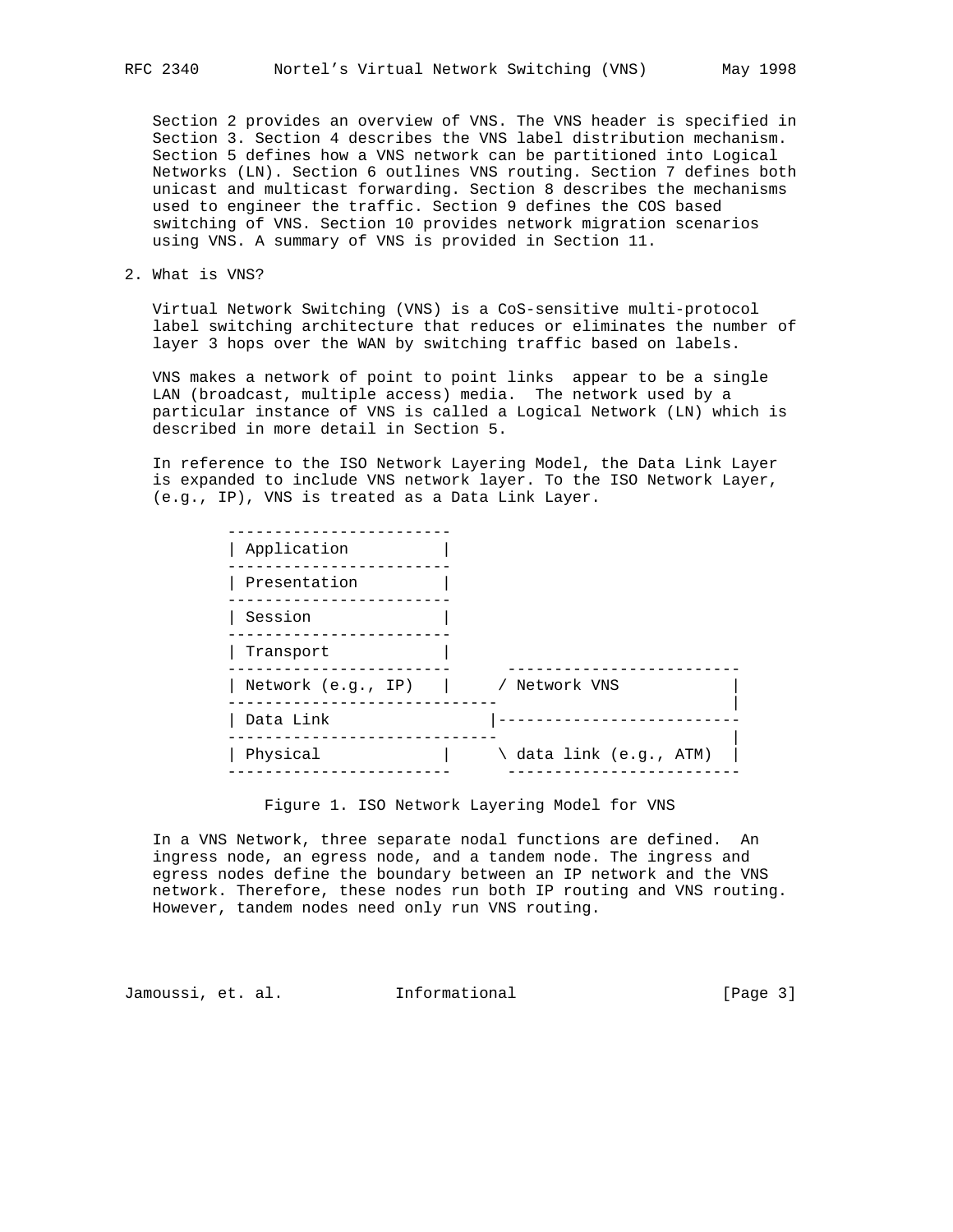Section 2 provides an overview of VNS. The VNS header is specified in Section 3. Section 4 describes the VNS label distribution mechanism. Section 5 defines how a VNS network can be partitioned into Logical Networks (LN). Section 6 outlines VNS routing. Section 7 defines both unicast and multicast forwarding. Section 8 describes the mechanisms used to engineer the traffic. Section 9 defines the COS based switching of VNS. Section 10 provides network migration scenarios using VNS. A summary of VNS is provided in Section 11.

## 2. What is VNS?

Virtual Network Switching (VNS) is a CoS-sensitive multi-protocol label switching architecture that reduces or eliminates the number of layer 3 hops over the WAN by switching traffic based on labels.

VNS makes a network of point to point links appear to be a single LAN (broadcast, multiple access) media. The network used by a particular instance of VNS is called a Logical Network (LN) which is described in more detail in Section 5.

In reference to the ISO Network Layering Model, the Data Link Layer is expanded to include VNS network layer. To the ISO Network Layer, (e.g., IP), VNS is treated as a Data Link Layer.

```
 ------------------------
 | Application          |
 ------------------------
 | Presentation         |
 ------------------------
 | Session              |
 ------------------------
 | Transport            |
 ------------------------      -------------------------
 | Network (e.g., IP)   |     / Network VNS            |
 -----------------------------                         |
 | Data Link                 |-------------------------
 -----------------------------                         |
 | Physical             |     \ data link (e.g., ATM)  |
 ------------------------      -------------------------
```

Figure 1. ISO Network Layering Model for VNS

In a VNS Network, three separate nodal functions are defined. An ingress node, an egress node, and a tandem node. The ingress and egress nodes define the boundary between an IP network and the VNS network. Therefore, these nodes run both IP routing and VNS routing. However, tandem nodes need only run VNS routing.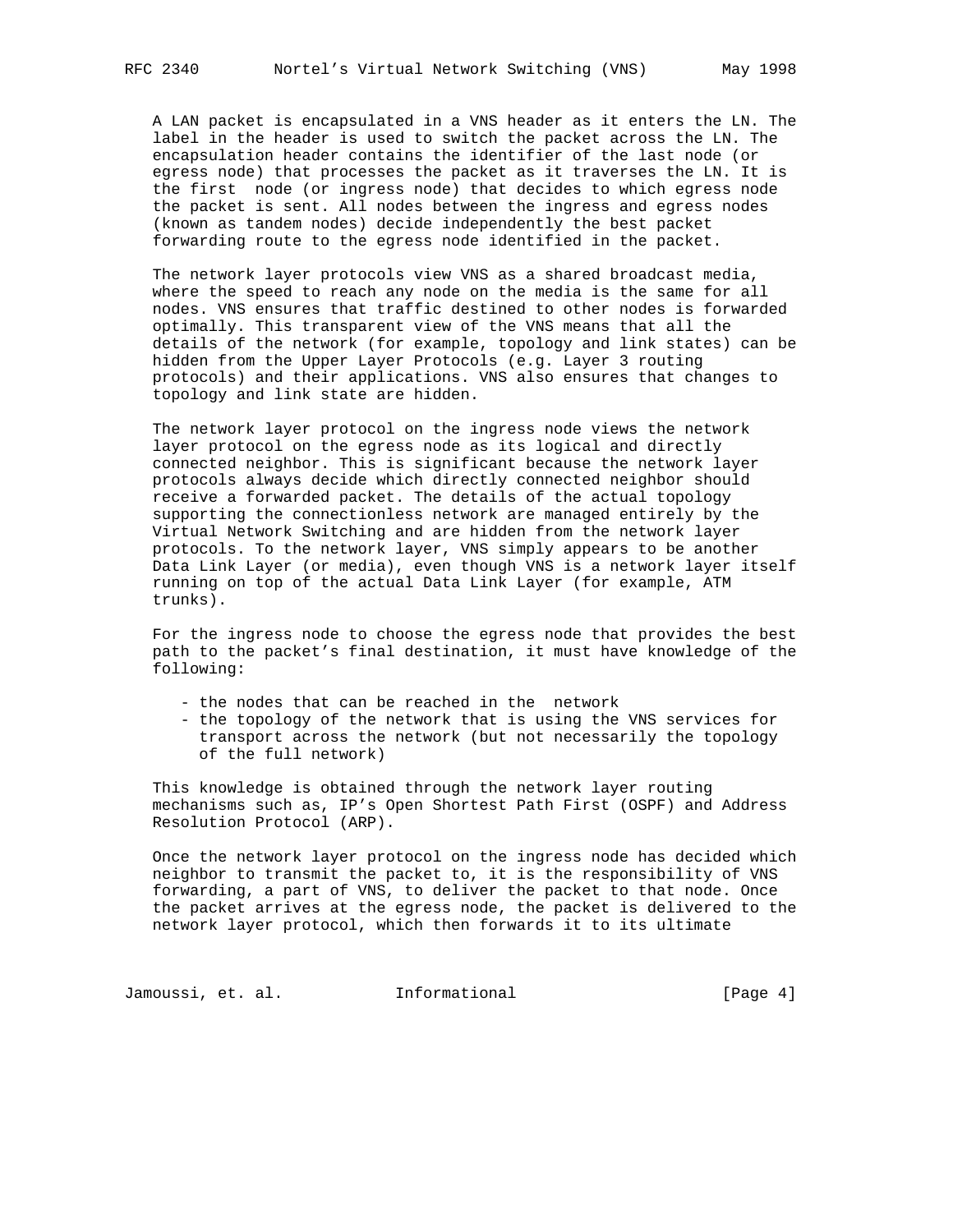A LAN packet is encapsulated in a VNS header as it enters the LN. The label in the header is used to switch the packet across the LN. The encapsulation header contains the identifier of the last node (or egress node) that processes the packet as it traverses the LN. It is the first node (or ingress node) that decides to which egress node the packet is sent. All nodes between the ingress and egress nodes (known as tandem nodes) decide independently the best packet forwarding route to the egress node identified in the packet.

The network layer protocols view VNS as a shared broadcast media, where the speed to reach any node on the media is the same for all nodes. VNS ensures that traffic destined to other nodes is forwarded optimally. This transparent view of the VNS means that all the details of the network (for example, topology and link states) can be hidden from the Upper Layer Protocols (e.g. Layer 3 routing protocols) and their applications. VNS also ensures that changes to topology and link state are hidden.

The network layer protocol on the ingress node views the network layer protocol on the egress node as its logical and directly connected neighbor. This is significant because the network layer protocols always decide which directly connected neighbor should receive a forwarded packet. The details of the actual topology supporting the connectionless network are managed entirely by the Virtual Network Switching and are hidden from the network layer protocols. To the network layer, VNS simply appears to be another Data Link Layer (or media), even though VNS is a network layer itself running on top of the actual Data Link Layer (for example, ATM trunks).

For the ingress node to choose the egress node that provides the best path to the packet's final destination, it must have knowledge of the following:

- the nodes that can be reached in the network
- the topology of the network that is using the VNS services for transport across the network (but not necessarily the topology of the full network)

This knowledge is obtained through the network layer routing mechanisms such as, IP's Open Shortest Path First (OSPF) and Address Resolution Protocol (ARP).

Once the network layer protocol on the ingress node has decided which neighbor to transmit the packet to, it is the responsibility of VNS forwarding, a part of VNS, to deliver the packet to that node. Once the packet arrives at the egress node, the packet is delivered to the network layer protocol, which then forwards it to its ultimate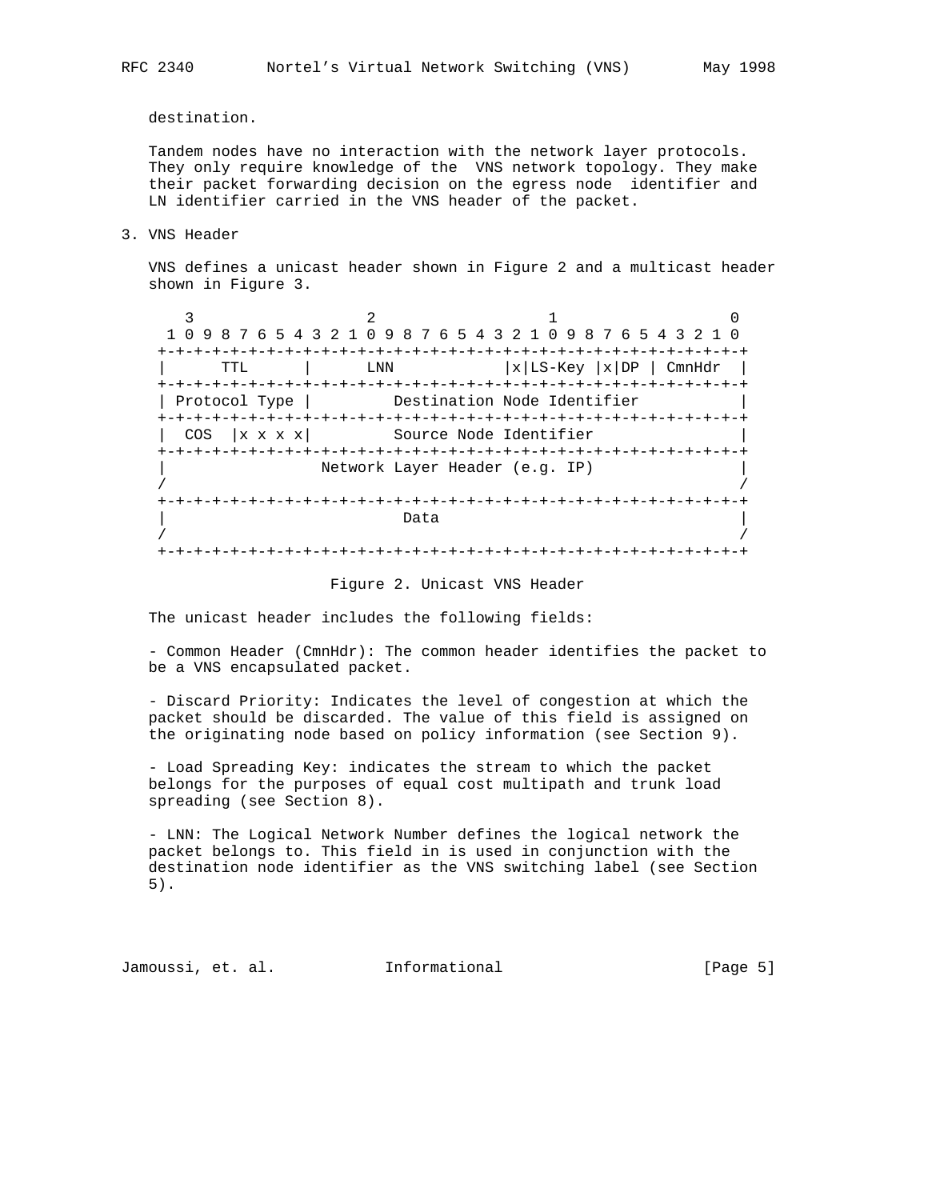destination.

Tandem nodes have no interaction with the network layer protocols. They only require knowledge of the VNS network topology. They make their packet forwarding decision on the egress node identifier and LN identifier carried in the VNS header of the packet.

## 3. VNS Header

VNS defines a unicast header shown in Figure 2 and a multicast header shown in Figure 3.

```
   3                   2                   1                   0
 1 0 9 8 7 6 5 4 3 2 1 0 9 8 7 6 5 4 3 2 1 0 9 8 7 6 5 4 3 2 1 0
+-+-+-+-+-+-+-+-+-+-+-+-+-+-+-+-+-+-+-+-+-+-+-+-+-+-+-+-+-+-+-+-+
|      TTL      |      LNN            |x|LS-Key |x|DP | CmnHdr  |
+-+-+-+-+-+-+-+-+-+-+-+-+-+-+-+-+-+-+-+-+-+-+-+-+-+-+-+-+-+-+-+-+
| Protocol Type |         Destination Node Identifier           |
+-+-+-+-+-+-+-+-+-+-+-+-+-+-+-+-+-+-+-+-+-+-+-+-+-+-+-+-+-+-+-+-+
|  COS  |x x x x|         Source Node Identifier                |
+-+-+-+-+-+-+-+-+-+-+-+-+-+-+-+-+-+-+-+-+-+-+-+-+-+-+-+-+-+-+-+-+
|                 Network Layer Header (e.g. IP)                |
/                                                               /
+-+-+-+-+-+-+-+-+-+-+-+-+-+-+-+-+-+-+-+-+-+-+-+-+-+-+-+-+-+-+-+-+
|                             Data                              |
/                                                               /
+-+-+-+-+-+-+-+-+-+-+-+-+-+-+-+-+-+-+-+-+-+-+-+-+-+-+-+-+-+-+-+-+
```

Figure 2. Unicast VNS Header

The unicast header includes the following fields:

- Common Header (CmnHdr): The common header identifies the packet to be a VNS encapsulated packet.

- Discard Priority: Indicates the level of congestion at which the packet should be discarded. The value of this field is assigned on the originating node based on policy information (see Section 9).

- Load Spreading Key: indicates the stream to which the packet belongs for the purposes of equal cost multipath and trunk load spreading (see Section 8).

- LNN: The Logical Network Number defines the logical network the packet belongs to. This field in is used in conjunction with the destination node identifier as the VNS switching label (see Section 5).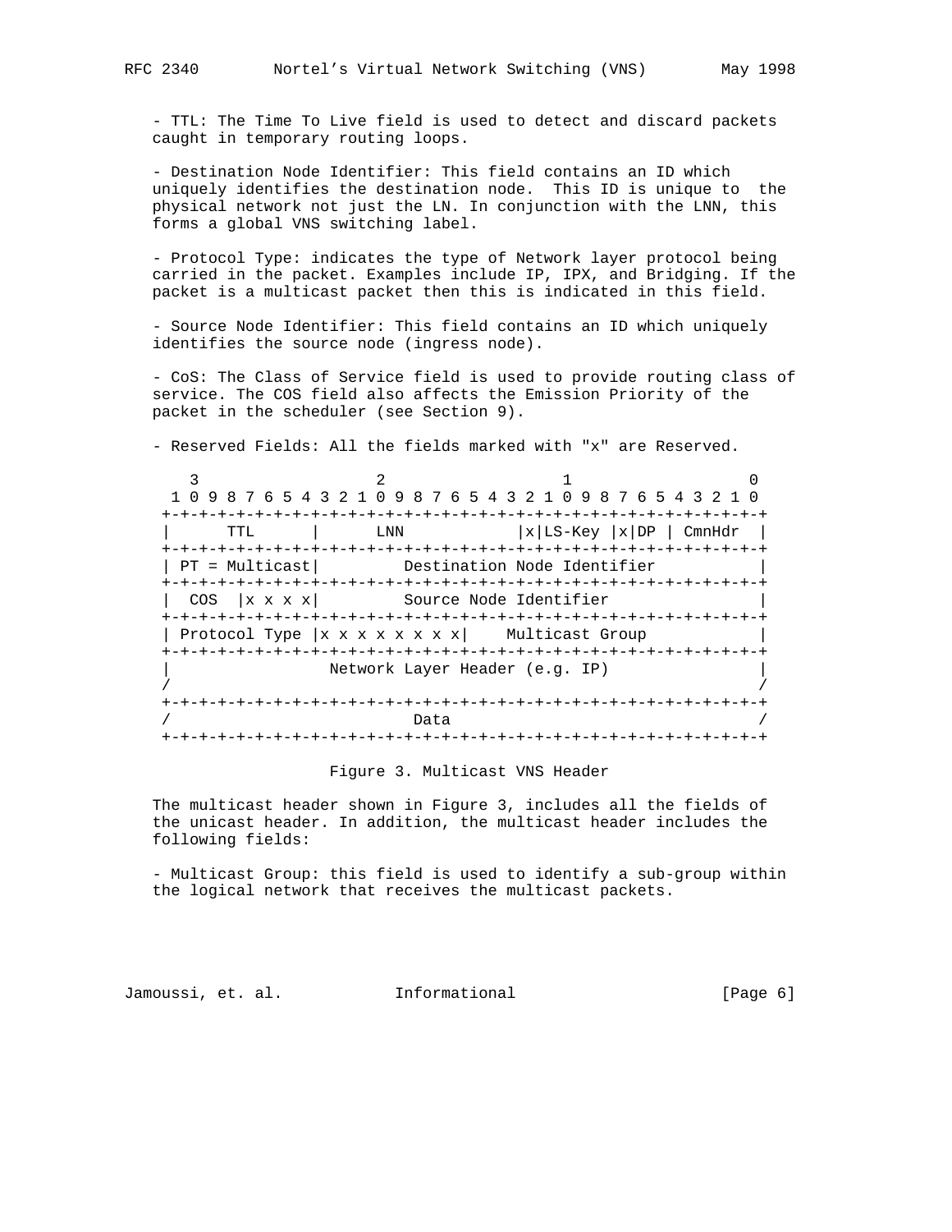- TTL: The Time To Live field is used to detect and discard packets caught in temporary routing loops.

- Destination Node Identifier: This field contains an ID which uniquely identifies the destination node. This ID is unique to the physical network not just the LN. In conjunction with the LNN, this forms a global VNS switching label.

- Protocol Type: indicates the type of Network layer protocol being carried in the packet. Examples include IP, IPX, and Bridging. If the packet is a multicast packet then this is indicated in this field.

- Source Node Identifier: This field contains an ID which uniquely identifies the source node (ingress node).

- CoS: The Class of Service field is used to provide routing class of service. The COS field also affects the Emission Priority of the packet in the scheduler (see Section 9).

- Reserved Fields: All the fields marked with "x" are Reserved.

```
   3                   2                   1                   0
 1 0 9 8 7 6 5 4 3 2 1 0 9 8 7 6 5 4 3 2 1 0 9 8 7 6 5 4 3 2 1 0
+-+-+-+-+-+-+-+-+-+-+-+-+-+-+-+-+-+-+-+-+-+-+-+-+-+-+-+-+-+-+-+-+
|      TTL      |      LNN            |x|LS-Key |x|DP | CmnHdr  |
+-+-+-+-+-+-+-+-+-+-+-+-+-+-+-+-+-+-+-+-+-+-+-+-+-+-+-+-+-+-+-+-+
| PT = Multicast|         Destination Node Identifier           |
+-+-+-+-+-+-+-+-+-+-+-+-+-+-+-+-+-+-+-+-+-+-+-+-+-+-+-+-+-+-+-+-+
|  COS  |x x x x|         Source Node Identifier                |
+-+-+-+-+-+-+-+-+-+-+-+-+-+-+-+-+-+-+-+-+-+-+-+-+-+-+-+-+-+-+-+-+
| Protocol Type |x x x x x x x x|    Multicast Group            |
+-+-+-+-+-+-+-+-+-+-+-+-+-+-+-+-+-+-+-+-+-+-+-+-+-+-+-+-+-+-+-+-+
|                Network Layer Header (e.g. IP)                 |
/                                                               /
+-+-+-+-+-+-+-+-+-+-+-+-+-+-+-+-+-+-+-+-+-+-+-+-+-+-+-+-+-+-+-+-+
/                         Data                                  /
+-+-+-+-+-+-+-+-+-+-+-+-+-+-+-+-+-+-+-+-+-+-+-+-+-+-+-+-+-+-+-+-+
```

Figure 3. Multicast VNS Header

The multicast header shown in Figure 3, includes all the fields of the unicast header. In addition, the multicast header includes the following fields:

- Multicast Group: this field is used to identify a sub-group within the logical network that receives the multicast packets.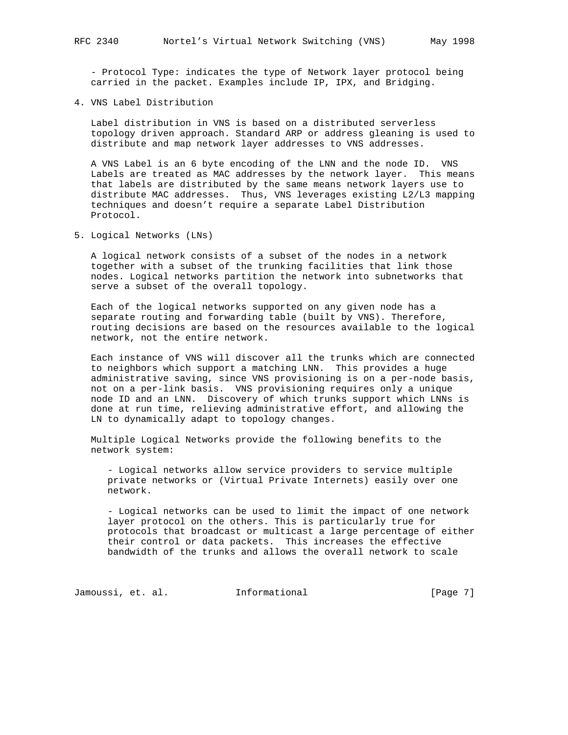- Protocol Type: indicates the type of Network layer protocol being carried in the packet. Examples include IP, IPX, and Bridging.

## 4. VNS Label Distribution

Label distribution in VNS is based on a distributed serverless topology driven approach. Standard ARP or address gleaning is used to distribute and map network layer addresses to VNS addresses.

A VNS Label is an 6 byte encoding of the LNN and the node ID. VNS Labels are treated as MAC addresses by the network layer. This means that labels are distributed by the same means network layers use to distribute MAC addresses. Thus, VNS leverages existing L2/L3 mapping techniques and doesn't require a separate Label Distribution Protocol.

## 5. Logical Networks (LNs)

A logical network consists of a subset of the nodes in a network together with a subset of the trunking facilities that link those nodes. Logical networks partition the network into subnetworks that serve a subset of the overall topology.

Each of the logical networks supported on any given node has a separate routing and forwarding table (built by VNS). Therefore, routing decisions are based on the resources available to the logical network, not the entire network.

Each instance of VNS will discover all the trunks which are connected to neighbors which support a matching LNN. This provides a huge administrative saving, since VNS provisioning is on a per-node basis, not on a per-link basis. VNS provisioning requires only a unique node ID and an LNN. Discovery of which trunks support which LNNs is done at run time, relieving administrative effort, and allowing the LN to dynamically adapt to topology changes.

Multiple Logical Networks provide the following benefits to the network system:

- Logical networks allow service providers to service multiple private networks or (Virtual Private Internets) easily over one network.

- Logical networks can be used to limit the impact of one network layer protocol on the others. This is particularly true for protocols that broadcast or multicast a large percentage of either their control or data packets. This increases the effective bandwidth of the trunks and allows the overall network to scale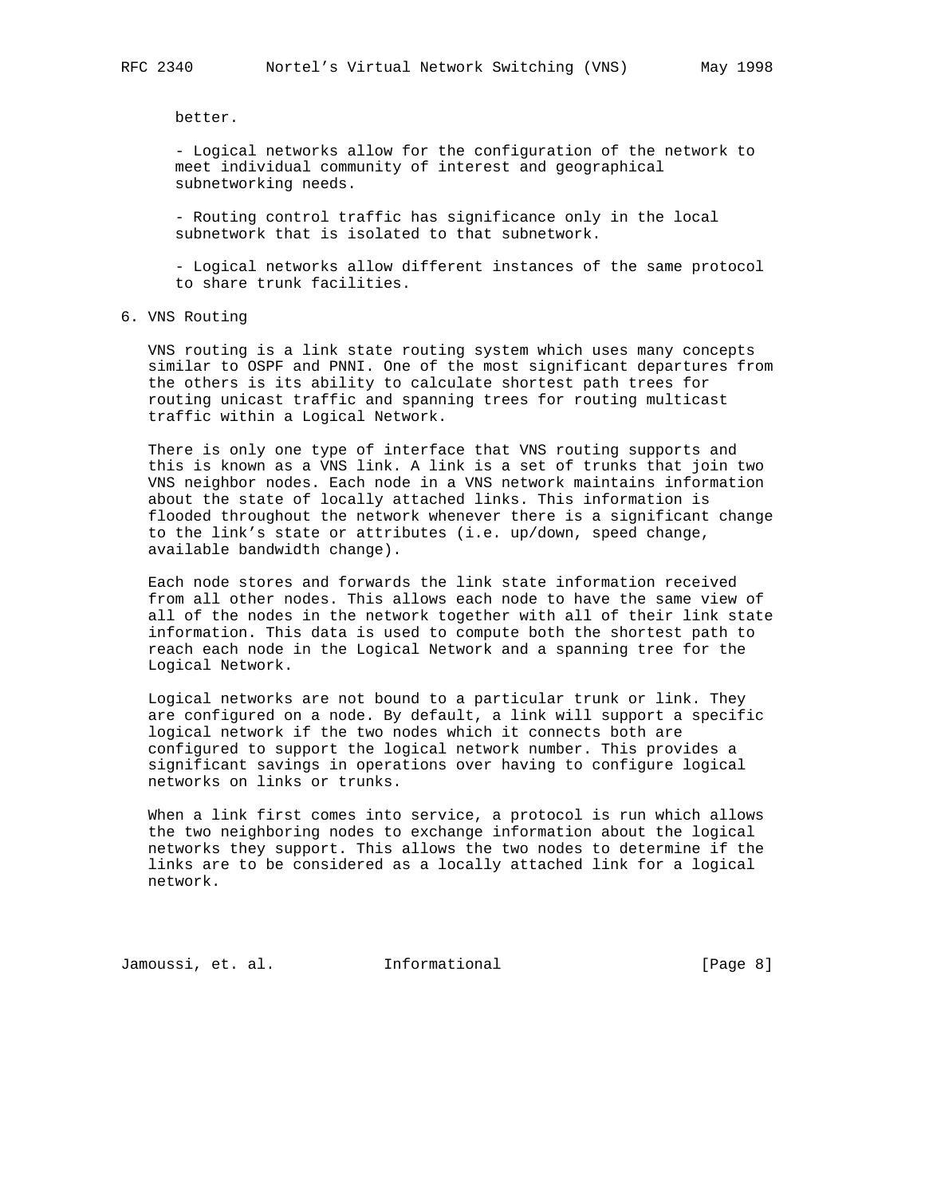better.

- Logical networks allow for the configuration of the network to meet individual community of interest and geographical subnetworking needs.

- Routing control traffic has significance only in the local subnetwork that is isolated to that subnetwork.

- Logical networks allow different instances of the same protocol to share trunk facilities.

## 6. VNS Routing

VNS routing is a link state routing system which uses many concepts similar to OSPF and PNNI. One of the most significant departures from the others is its ability to calculate shortest path trees for routing unicast traffic and spanning trees for routing multicast traffic within a Logical Network.

There is only one type of interface that VNS routing supports and this is known as a VNS link. A link is a set of trunks that join two VNS neighbor nodes. Each node in a VNS network maintains information about the state of locally attached links. This information is flooded throughout the network whenever there is a significant change to the link's state or attributes (i.e. up/down, speed change, available bandwidth change).

Each node stores and forwards the link state information received from all other nodes. This allows each node to have the same view of all of the nodes in the network together with all of their link state information. This data is used to compute both the shortest path to reach each node in the Logical Network and a spanning tree for the Logical Network.

Logical networks are not bound to a particular trunk or link. They are configured on a node. By default, a link will support a specific logical network if the two nodes which it connects both are configured to support the logical network number. This provides a significant savings in operations over having to configure logical networks on links or trunks.

When a link first comes into service, a protocol is run which allows the two neighboring nodes to exchange information about the logical networks they support. This allows the two nodes to determine if the links are to be considered as a locally attached link for a logical network.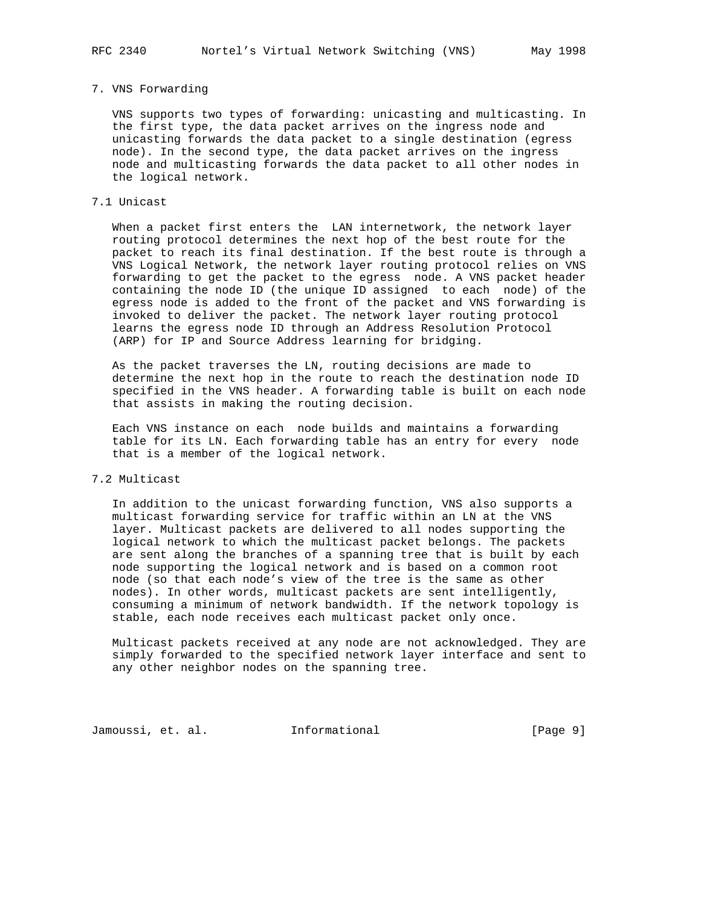## 7. VNS Forwarding

VNS supports two types of forwarding: unicasting and multicasting. In the first type, the data packet arrives on the ingress node and unicasting forwards the data packet to a single destination (egress node). In the second type, the data packet arrives on the ingress node and multicasting forwards the data packet to all other nodes in the logical network.

### 7.1 Unicast

When a packet first enters the LAN internetwork, the network layer routing protocol determines the next hop of the best route for the packet to reach its final destination. If the best route is through a VNS Logical Network, the network layer routing protocol relies on VNS forwarding to get the packet to the egress node. A VNS packet header containing the node ID (the unique ID assigned to each node) of the egress node is added to the front of the packet and VNS forwarding is invoked to deliver the packet. The network layer routing protocol learns the egress node ID through an Address Resolution Protocol (ARP) for IP and Source Address learning for bridging.

As the packet traverses the LN, routing decisions are made to determine the next hop in the route to reach the destination node ID specified in the VNS header. A forwarding table is built on each node that assists in making the routing decision.

Each VNS instance on each node builds and maintains a forwarding table for its LN. Each forwarding table has an entry for every node that is a member of the logical network.

### 7.2 Multicast

In addition to the unicast forwarding function, VNS also supports a multicast forwarding service for traffic within an LN at the VNS layer. Multicast packets are delivered to all nodes supporting the logical network to which the multicast packet belongs. The packets are sent along the branches of a spanning tree that is built by each node supporting the logical network and is based on a common root node (so that each node's view of the tree is the same as other nodes). In other words, multicast packets are sent intelligently, consuming a minimum of network bandwidth. If the network topology is stable, each node receives each multicast packet only once.

Multicast packets received at any node are not acknowledged. They are simply forwarded to the specified network layer interface and sent to any other neighbor nodes on the spanning tree.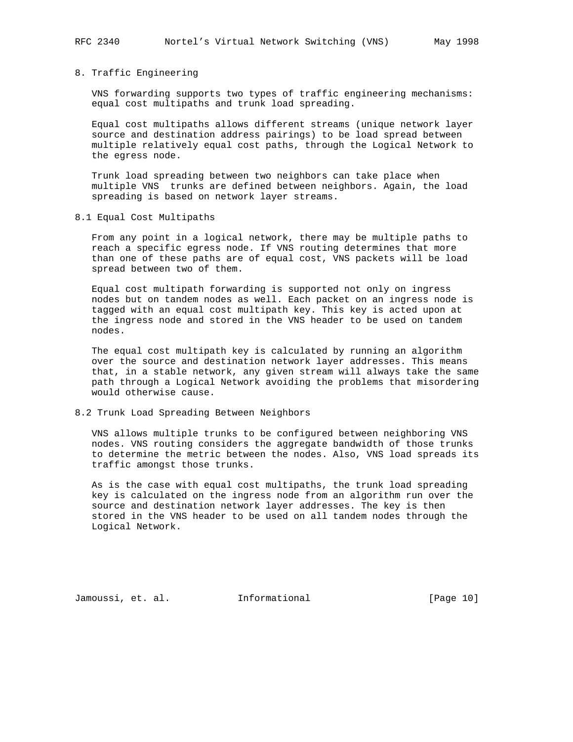## 8. Traffic Engineering

VNS forwarding supports two types of traffic engineering mechanisms: equal cost multipaths and trunk load spreading.

Equal cost multipaths allows different streams (unique network layer source and destination address pairings) to be load spread between multiple relatively equal cost paths, through the Logical Network to the egress node.

Trunk load spreading between two neighbors can take place when multiple VNS  trunks are defined between neighbors. Again, the load spreading is based on network layer streams.

### 8.1 Equal Cost Multipaths

From any point in a logical network, there may be multiple paths to reach a specific egress node. If VNS routing determines that more than one of these paths are of equal cost, VNS packets will be load spread between two of them.

Equal cost multipath forwarding is supported not only on ingress nodes but on tandem nodes as well. Each packet on an ingress node is tagged with an equal cost multipath key. This key is acted upon at the ingress node and stored in the VNS header to be used on tandem nodes.

The equal cost multipath key is calculated by running an algorithm over the source and destination network layer addresses. This means that, in a stable network, any given stream will always take the same path through a Logical Network avoiding the problems that misordering would otherwise cause.

### 8.2 Trunk Load Spreading Between Neighbors

VNS allows multiple trunks to be configured between neighboring VNS nodes. VNS routing considers the aggregate bandwidth of those trunks to determine the metric between the nodes. Also, VNS load spreads its traffic amongst those trunks.

As is the case with equal cost multipaths, the trunk load spreading key is calculated on the ingress node from an algorithm run over the source and destination network layer addresses. The key is then stored in the VNS header to be used on all tandem nodes through the Logical Network.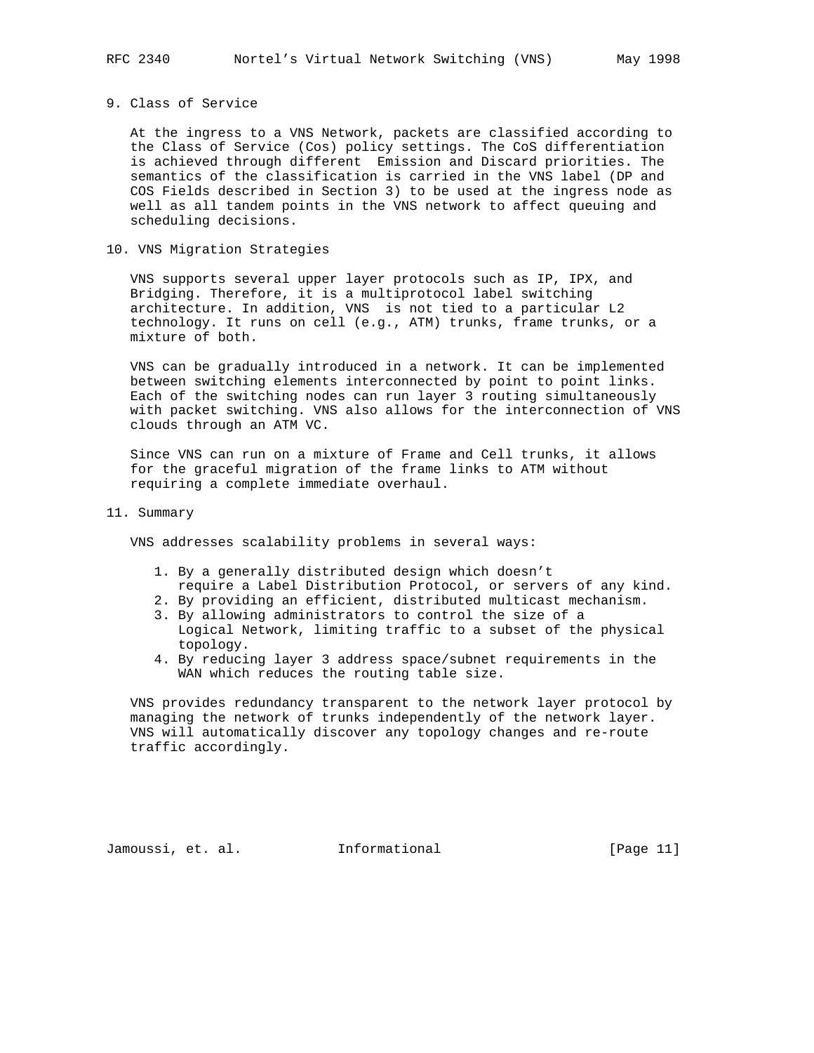## 9. Class of Service

At the ingress to a VNS Network, packets are classified according to the Class of Service (Cos) policy settings. The CoS differentiation is achieved through different Emission and Discard priorities. The semantics of the classification is carried in the VNS label (DP and COS Fields described in Section 3) to be used at the ingress node as well as all tandem points in the VNS network to affect queuing and scheduling decisions.

## 10. VNS Migration Strategies

VNS supports several upper layer protocols such as IP, IPX, and Bridging. Therefore, it is a multiprotocol label switching architecture. In addition, VNS is not tied to a particular L2 technology. It runs on cell (e.g., ATM) trunks, frame trunks, or a mixture of both.

VNS can be gradually introduced in a network. It can be implemented between switching elements interconnected by point to point links. Each of the switching nodes can run layer 3 routing simultaneously with packet switching. VNS also allows for the interconnection of VNS clouds through an ATM VC.

Since VNS can run on a mixture of Frame and Cell trunks, it allows for the graceful migration of the frame links to ATM without requiring a complete immediate overhaul.

## 11. Summary

VNS addresses scalability problems in several ways:

1. By a generally distributed design which doesn't require a Label Distribution Protocol, or servers of any kind.
2. By providing an efficient, distributed multicast mechanism.
3. By allowing administrators to control the size of a Logical Network, limiting traffic to a subset of the physical topology.
4. By reducing layer 3 address space/subnet requirements in the WAN which reduces the routing table size.

VNS provides redundancy transparent to the network layer protocol by managing the network of trunks independently of the network layer. VNS will automatically discover any topology changes and re-route traffic accordingly.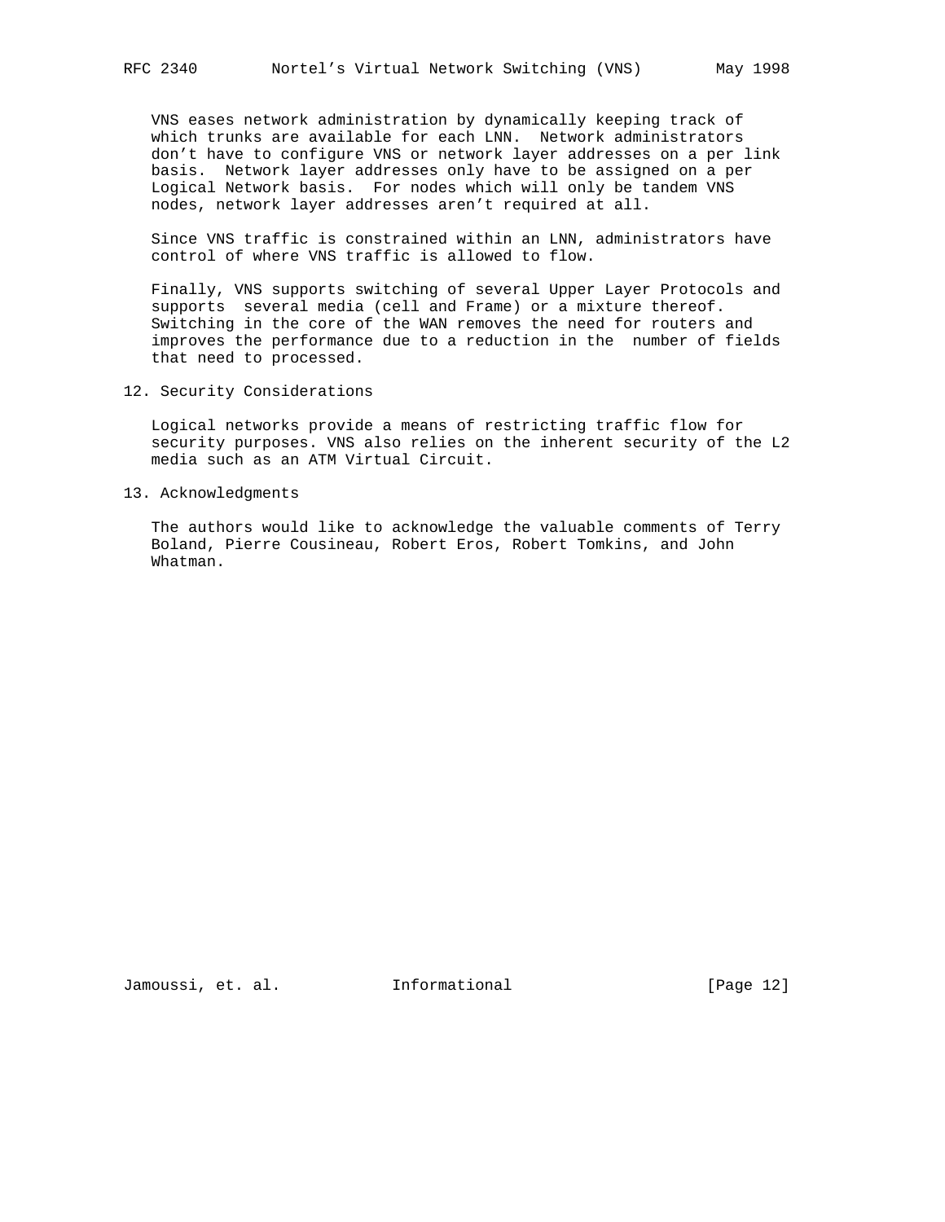VNS eases network administration by dynamically keeping track of which trunks are available for each LNN. Network administrators don't have to configure VNS or network layer addresses on a per link basis. Network layer addresses only have to be assigned on a per Logical Network basis. For nodes which will only be tandem VNS nodes, network layer addresses aren't required at all.

Since VNS traffic is constrained within an LNN, administrators have control of where VNS traffic is allowed to flow.

Finally, VNS supports switching of several Upper Layer Protocols and supports several media (cell and Frame) or a mixture thereof. Switching in the core of the WAN removes the need for routers and improves the performance due to a reduction in the number of fields that need to processed.

## 12. Security Considerations

Logical networks provide a means of restricting traffic flow for security purposes. VNS also relies on the inherent security of the L2 media such as an ATM Virtual Circuit.

## 13. Acknowledgments

The authors would like to acknowledge the valuable comments of Terry Boland, Pierre Cousineau, Robert Eros, Robert Tomkins, and John Whatman.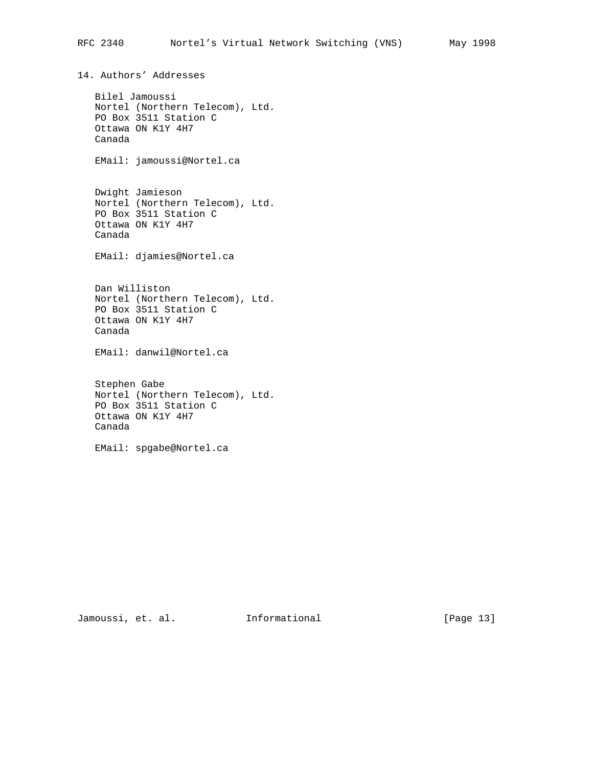## 14. Authors' Addresses

Bilel Jamoussi
Nortel (Northern Telecom), Ltd.
PO Box 3511 Station C
Ottawa ON K1Y 4H7
Canada

EMail: jamoussi@Nortel.ca

Dwight Jamieson
Nortel (Northern Telecom), Ltd.
PO Box 3511 Station C
Ottawa ON K1Y 4H7
Canada

EMail: djamies@Nortel.ca

Dan Williston
Nortel (Northern Telecom), Ltd.
PO Box 3511 Station C
Ottawa ON K1Y 4H7
Canada

EMail: danwil@Nortel.ca

Stephen Gabe
Nortel (Northern Telecom), Ltd.
PO Box 3511 Station C
Ottawa ON K1Y 4H7
Canada

EMail: spgabe@Nortel.ca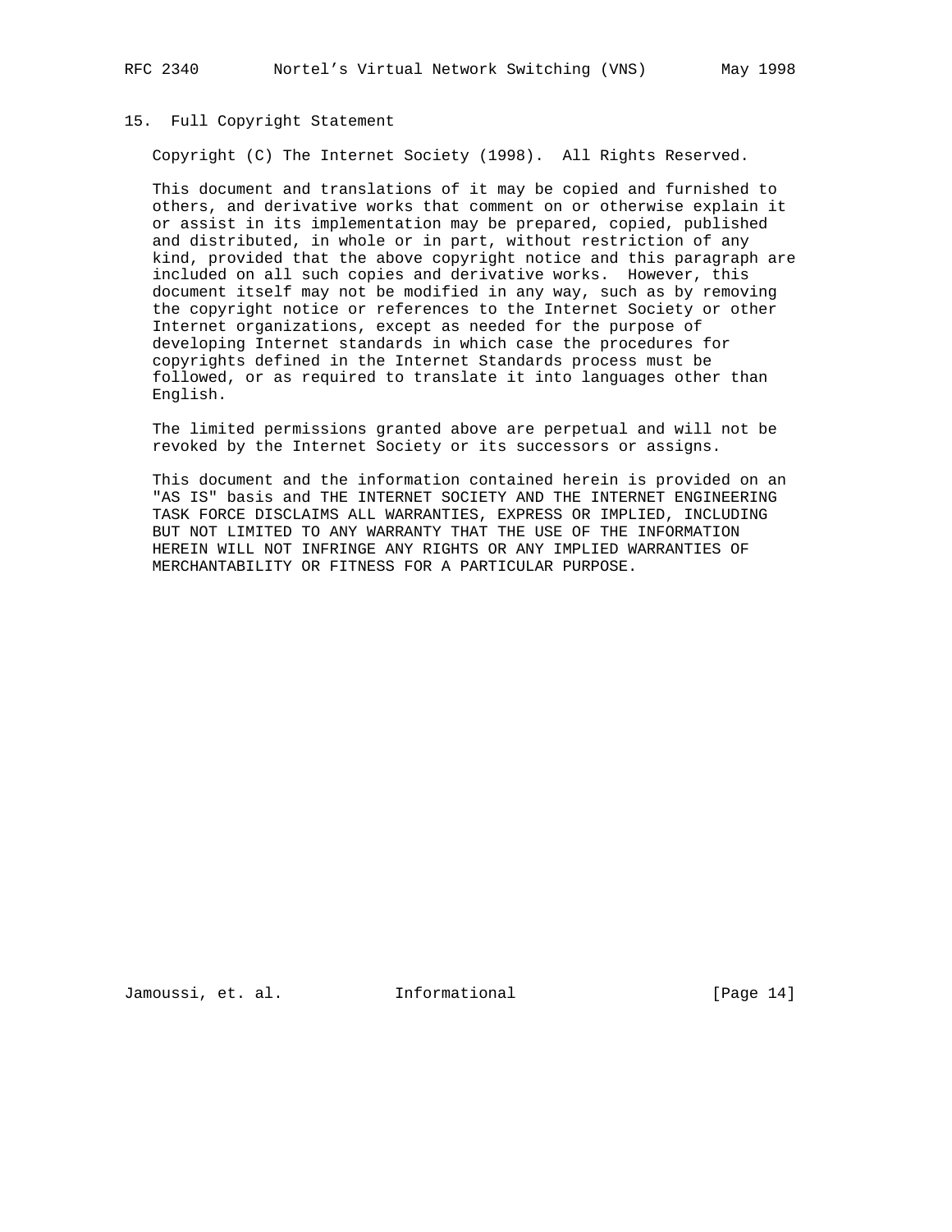## 15. Full Copyright Statement

Copyright (C) The Internet Society (1998). All Rights Reserved.

This document and translations of it may be copied and furnished to others, and derivative works that comment on or otherwise explain it or assist in its implementation may be prepared, copied, published and distributed, in whole or in part, without restriction of any kind, provided that the above copyright notice and this paragraph are included on all such copies and derivative works. However, this document itself may not be modified in any way, such as by removing the copyright notice or references to the Internet Society or other Internet organizations, except as needed for the purpose of developing Internet standards in which case the procedures for copyrights defined in the Internet Standards process must be followed, or as required to translate it into languages other than English.

The limited permissions granted above are perpetual and will not be revoked by the Internet Society or its successors or assigns.

This document and the information contained herein is provided on an "AS IS" basis and THE INTERNET SOCIETY AND THE INTERNET ENGINEERING TASK FORCE DISCLAIMS ALL WARRANTIES, EXPRESS OR IMPLIED, INCLUDING BUT NOT LIMITED TO ANY WARRANTY THAT THE USE OF THE INFORMATION HEREIN WILL NOT INFRINGE ANY RIGHTS OR ANY IMPLIED WARRANTIES OF MERCHANTABILITY OR FITNESS FOR A PARTICULAR PURPOSE.